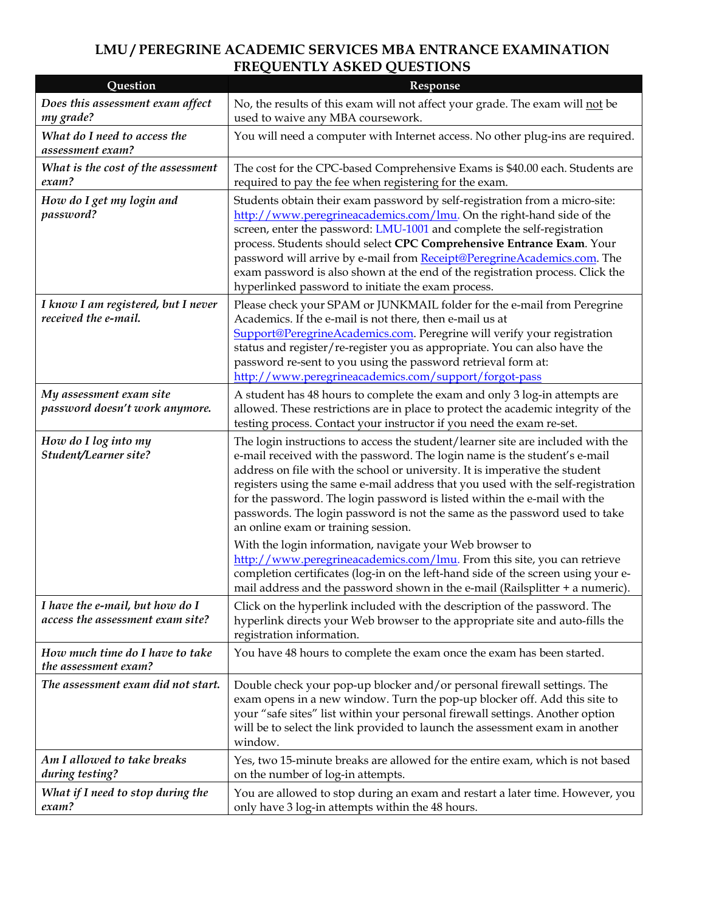# LMU / PEREGRINE ACADEMIC SERVICES MBA ENTRANCE EXAMINATION FREQUENTLY ASKED QUESTIONS

| Question | Response |
|---|---|
| *Does this assessment exam affect my grade?* | No, the results of this exam will not affect your grade. The exam will not be used to waive any MBA coursework. |
| *What do I need to access the assessment exam?* | You will need a computer with Internet access. No other plug-ins are required. |
| *What is the cost of the assessment exam?* | The cost for the CPC-based Comprehensive Exams is $40.00 each. Students are required to pay the fee when registering for the exam. |
| *How do I get my login and password?* | Students obtain their exam password by self-registration from a micro-site: http://www.peregrineacademics.com/lmu. On the right-hand side of the screen, enter the password: LMU-1001 and complete the self-registration process. Students should select **CPC Comprehensive Entrance Exam**. Your password will arrive by e-mail from Receipt@PeregrineAcademics.com. The exam password is also shown at the end of the registration process. Click the hyperlinked password to initiate the exam process. |
| *I know I am registered, but I never received the e-mail.* | Please check your SPAM or JUNKMAIL folder for the e-mail from Peregrine Academics. If the e-mail is not there, then e-mail us at Support@PeregrineAcademics.com. Peregrine will verify your registration status and register/re-register you as appropriate. You can also have the password re-sent to you using the password retrieval form at: http://www.peregrineacademics.com/support/forgot-pass |
| *My assessment exam site password doesn't work anymore.* | A student has 48 hours to complete the exam and only 3 log-in attempts are allowed. These restrictions are in place to protect the academic integrity of the testing process. Contact your instructor if you need the exam re-set. |
| *How do I log into my Student/Learner site?* | The login instructions to access the student/learner site are included with the e-mail received with the password. The login name is the student's e-mail address on file with the school or university. It is imperative the student registers using the same e-mail address that you used with the self-registration for the password. The login password is listed within the e-mail with the passwords. The login password is not the same as the password used to take an online exam or training session. With the login information, navigate your Web browser to http://www.peregrineacademics.com/lmu. From this site, you can retrieve completion certificates (log-in on the left-hand side of the screen using your e-mail address and the password shown in the e-mail (Railsplitter + a numeric). |
| *I have the e-mail, but how do I access the assessment exam site?* | Click on the hyperlink included with the description of the password. The hyperlink directs your Web browser to the appropriate site and auto-fills the registration information. |
| *How much time do I have to take the assessment exam?* | You have 48 hours to complete the exam once the exam has been started. |
| *The assessment exam did not start.* | Double check your pop-up blocker and/or personal firewall settings. The exam opens in a new window. Turn the pop-up blocker off. Add this site to your "safe sites" list within your personal firewall settings. Another option will be to select the link provided to launch the assessment exam in another window. |
| *Am I allowed to take breaks during testing?* | Yes, two 15-minute breaks are allowed for the entire exam, which is not based on the number of log-in attempts. |
| *What if I need to stop during the exam?* | You are allowed to stop during an exam and restart a later time. However, you only have 3 log-in attempts within the 48 hours. |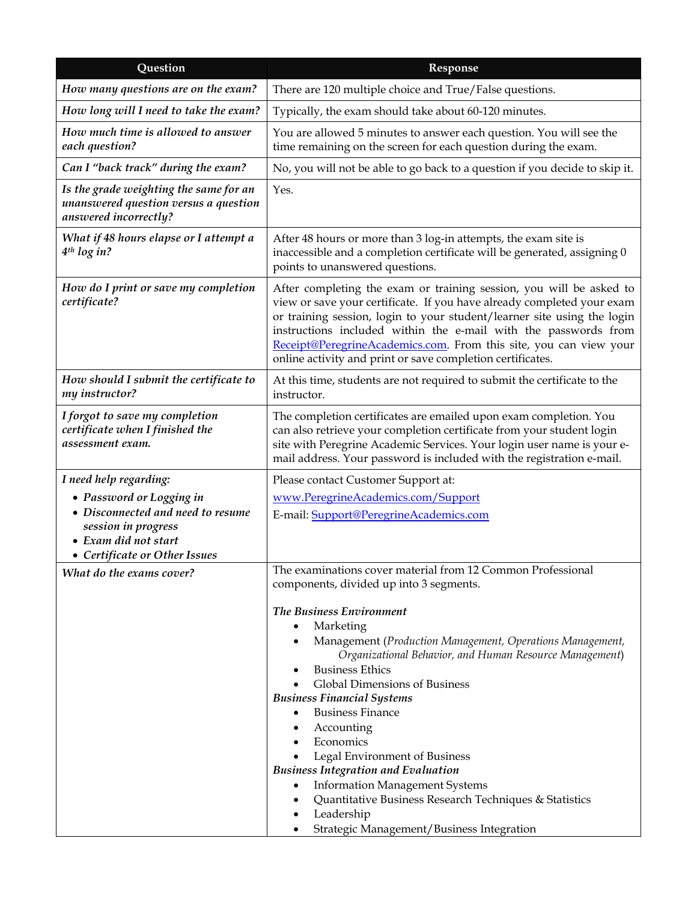| Question | Response |
| --- | --- |
| *How many questions are on the exam?* | There are 120 multiple choice and True/False questions. |
| *How long will I need to take the exam?* | Typically, the exam should take about 60-120 minutes. |
| *How much time is allowed to answer each question?* | You are allowed 5 minutes to answer each question. You will see the time remaining on the screen for each question during the exam. |
| *Can I "back track" during the exam?* | No, you will not be able to go back to a question if you decide to skip it. |
| *Is the grade weighting the same for an unanswered question versus a question answered incorrectly?* | Yes. |
| *What if 48 hours elapse or I attempt a 4th log in?* | After 48 hours or more than 3 log-in attempts, the exam site is inaccessible and a completion certificate will be generated, assigning 0 points to unanswered questions. |
| *How do I print or save my completion certificate?* | After completing the exam or training session, you will be asked to view or save your certificate. If you have already completed your exam or training session, login to your student/learner site using the login instructions included within the e-mail with the passwords from Receipt@PeregrineAcademics.com. From this site, you can view your online activity and print or save completion certificates. |
| *How should I submit the certificate to my instructor?* | At this time, students are not required to submit the certificate to the instructor. |
| *I forgot to save my completion certificate when I finished the assessment exam.* | The completion certificates are emailed upon exam completion. You can also retrieve your completion certificate from your student login site with Peregrine Academic Services. Your login user name is your e-mail address. Your password is included with the registration e-mail. |
| *I need help regarding:*<br>• *Password or Logging in*<br>• *Disconnected and need to resume session in progress*<br>• *Exam did not start*<br>• *Certificate or Other Issues* | Please contact Customer Support at:<br>www.PeregrineAcademics.com/Support<br>E-mail: Support@PeregrineAcademics.com |
| *What do the exams cover?* | The examinations cover material from 12 Common Professional components, divided up into 3 segments.<br><br>***The Business Environment***<br>• Marketing<br>• Management (*Production Management, Operations Management, Organizational Behavior, and Human Resource Management*)<br>• Business Ethics<br>• Global Dimensions of Business<br>***Business Financial Systems***<br>• Business Finance<br>• Accounting<br>• Economics<br>• Legal Environment of Business<br>***Business Integration and Evaluation***<br>• Information Management Systems<br>• Quantitative Business Research Techniques & Statistics<br>• Leadership<br>• Strategic Management/Business Integration |